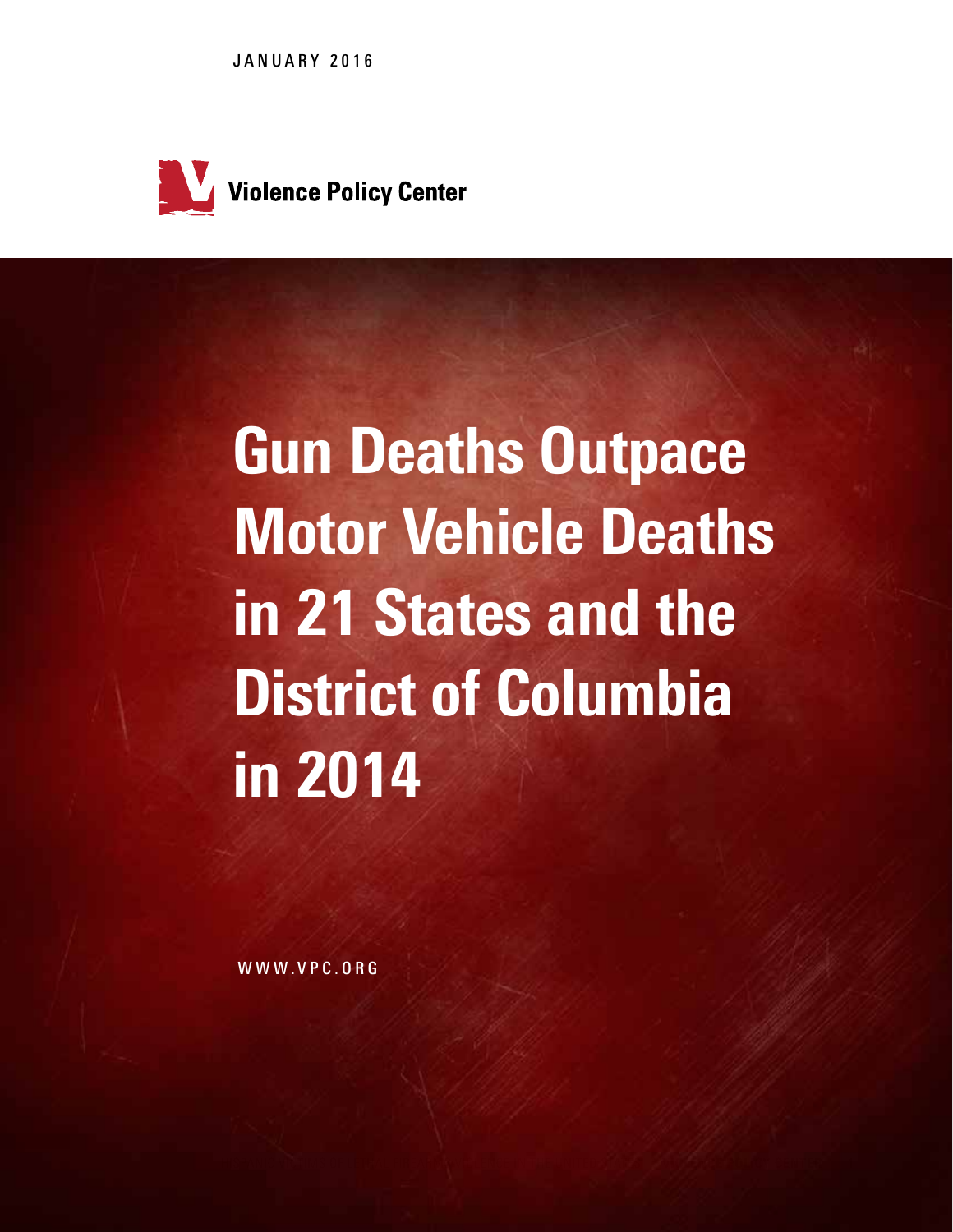JANUARY 2016

Violence Policy Center

# Gun Deaths Outpace Motor Vehicle Deaths in 21 States and the District of Columbia in 2014

WWW.VPC.ORG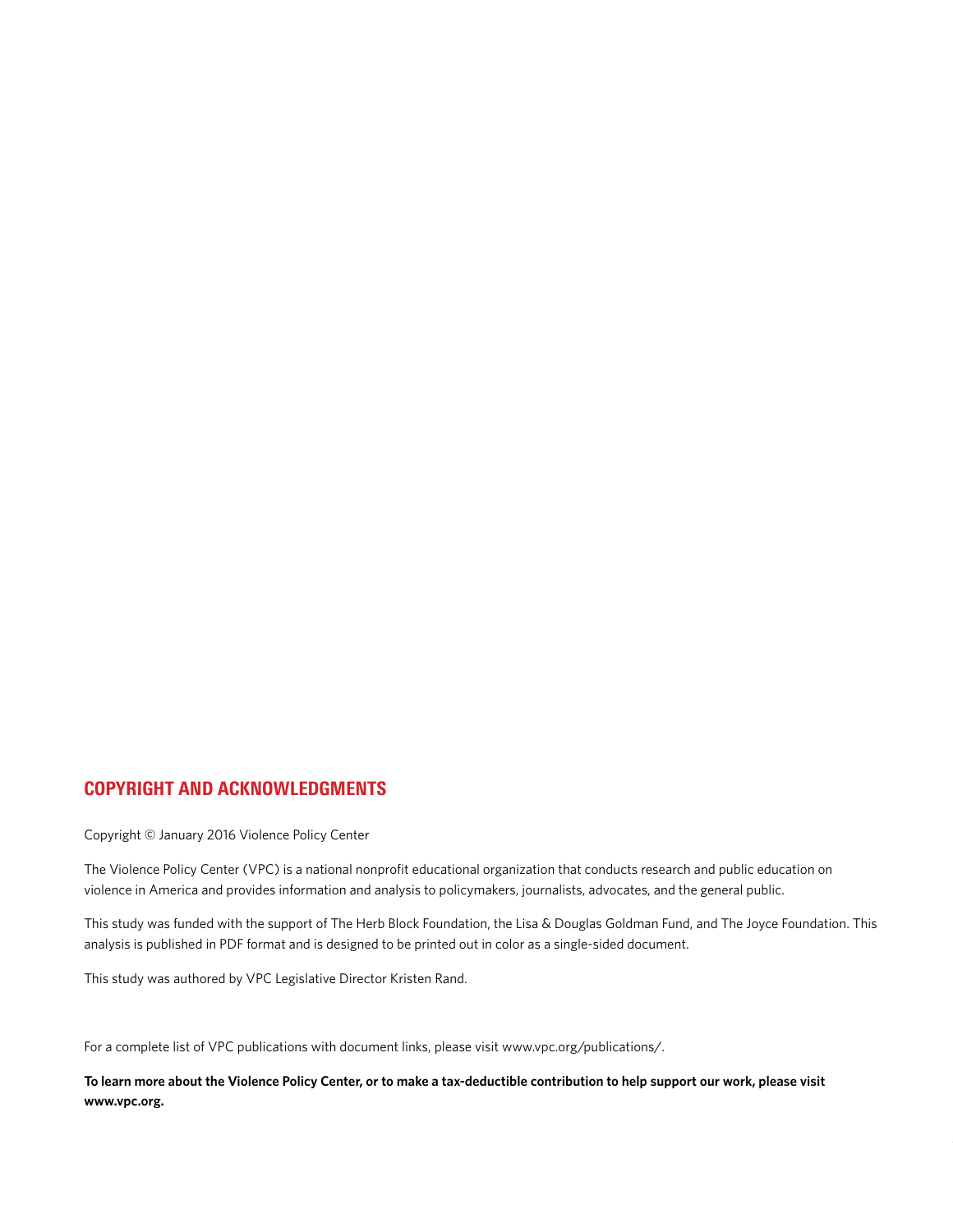## COPYRIGHT AND ACKNOWLEDGMENTS

Copyright © January 2016 Violence Policy Center

The Violence Policy Center (VPC) is a national nonprofit educational organization that conducts research and public education on violence in America and provides information and analysis to policymakers, journalists, advocates, and the general public.

This study was funded with the support of The Herb Block Foundation, the Lisa & Douglas Goldman Fund, and The Joyce Foundation. This analysis is published in PDF format and is designed to be printed out in color as a single-sided document.

This study was authored by VPC Legislative Director Kristen Rand.

For a complete list of VPC publications with document links, please visit www.vpc.org/publications/.

**To learn more about the Violence Policy Center, or to make a tax-deductible contribution to help support our work, please visit www.vpc.org.**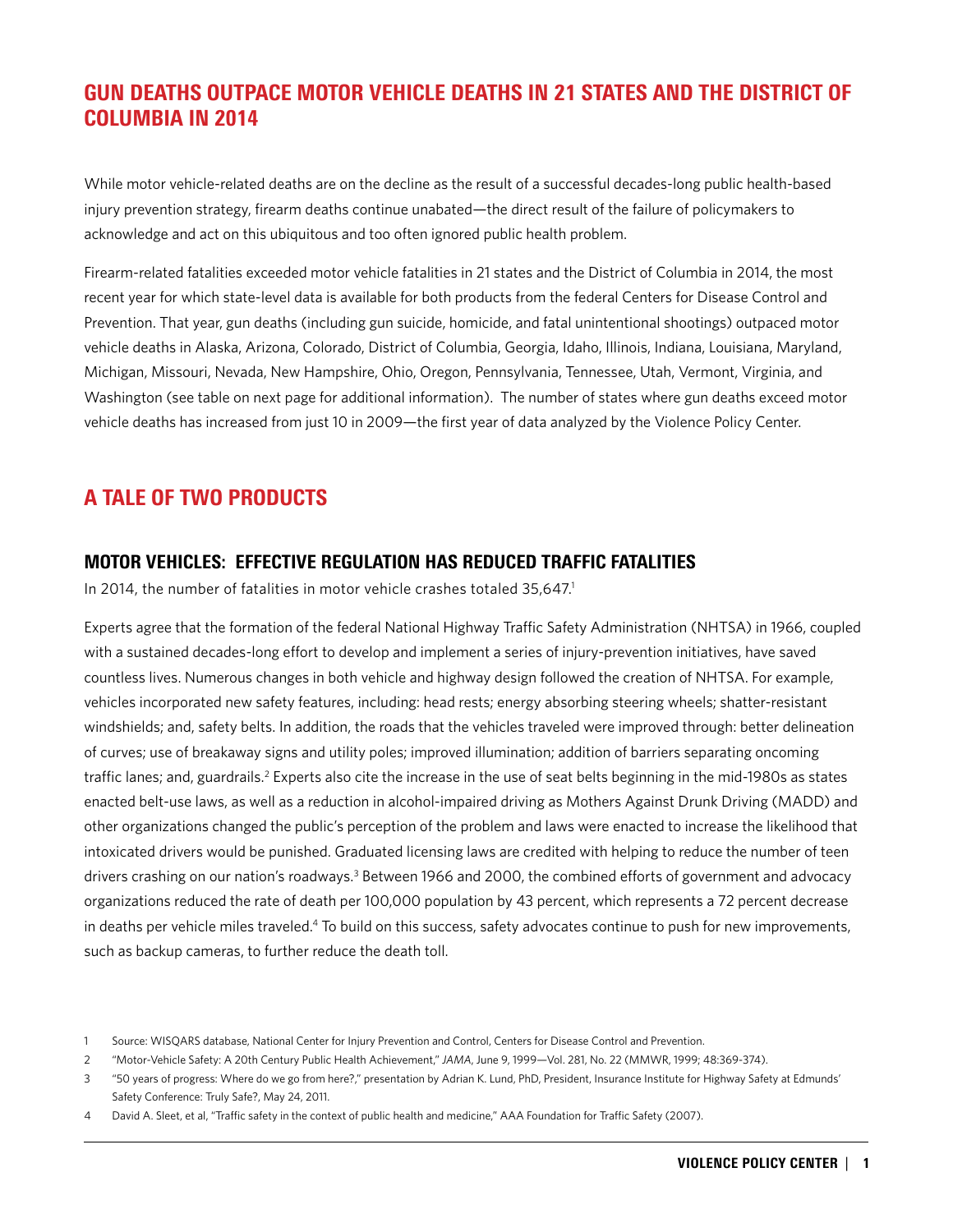## GUN DEATHS OUTPACE MOTOR VEHICLE DEATHS IN 21 STATES AND THE DISTRICT OF COLUMBIA IN 2014

While motor vehicle-related deaths are on the decline as the result of a successful decades-long public health-based injury prevention strategy, firearm deaths continue unabated—the direct result of the failure of policymakers to acknowledge and act on this ubiquitous and too often ignored public health problem.

Firearm-related fatalities exceeded motor vehicle fatalities in 21 states and the District of Columbia in 2014, the most recent year for which state-level data is available for both products from the federal Centers for Disease Control and Prevention. That year, gun deaths (including gun suicide, homicide, and fatal unintentional shootings) outpaced motor vehicle deaths in Alaska, Arizona, Colorado, District of Columbia, Georgia, Idaho, Illinois, Indiana, Louisiana, Maryland, Michigan, Missouri, Nevada, New Hampshire, Ohio, Oregon, Pennsylvania, Tennessee, Utah, Vermont, Virginia, and Washington (see table on next page for additional information). The number of states where gun deaths exceed motor vehicle deaths has increased from just 10 in 2009—the first year of data analyzed by the Violence Policy Center.

## A TALE OF TWO PRODUCTS

### MOTOR VEHICLES: EFFECTIVE REGULATION HAS REDUCED TRAFFIC FATALITIES

In 2014, the number of fatalities in motor vehicle crashes totaled 35,647.[1]

Experts agree that the formation of the federal National Highway Traffic Safety Administration (NHTSA) in 1966, coupled with a sustained decades-long effort to develop and implement a series of injury-prevention initiatives, have saved countless lives. Numerous changes in both vehicle and highway design followed the creation of NHTSA. For example, vehicles incorporated new safety features, including: head rests; energy absorbing steering wheels; shatter-resistant windshields; and, safety belts. In addition, the roads that the vehicles traveled were improved through: better delineation of curves; use of breakaway signs and utility poles; improved illumination; addition of barriers separating oncoming traffic lanes; and, guardrails.[2] Experts also cite the increase in the use of seat belts beginning in the mid-1980s as states enacted belt-use laws, as well as a reduction in alcohol-impaired driving as Mothers Against Drunk Driving (MADD) and other organizations changed the public's perception of the problem and laws were enacted to increase the likelihood that intoxicated drivers would be punished. Graduated licensing laws are credited with helping to reduce the number of teen drivers crashing on our nation's roadways.[3] Between 1966 and 2000, the combined efforts of government and advocacy organizations reduced the rate of death per 100,000 population by 43 percent, which represents a 72 percent decrease in deaths per vehicle miles traveled.[4] To build on this success, safety advocates continue to push for new improvements, such as backup cameras, to further reduce the death toll.

1 Source: WISQARS database, National Center for Injury Prevention and Control, Centers for Disease Control and Prevention.

2 "Motor-Vehicle Safety: A 20th Century Public Health Achievement," *JAMA*, June 9, 1999—Vol. 281, No. 22 (MMWR, 1999; 48:369-374).

3 "50 years of progress: Where do we go from here?," presentation by Adrian K. Lund, PhD, President, Insurance Institute for Highway Safety at Edmunds' Safety Conference: Truly Safe?, May 24, 2011.

4 David A. Sleet, et al, "Traffic safety in the context of public health and medicine," AAA Foundation for Traffic Safety (2007).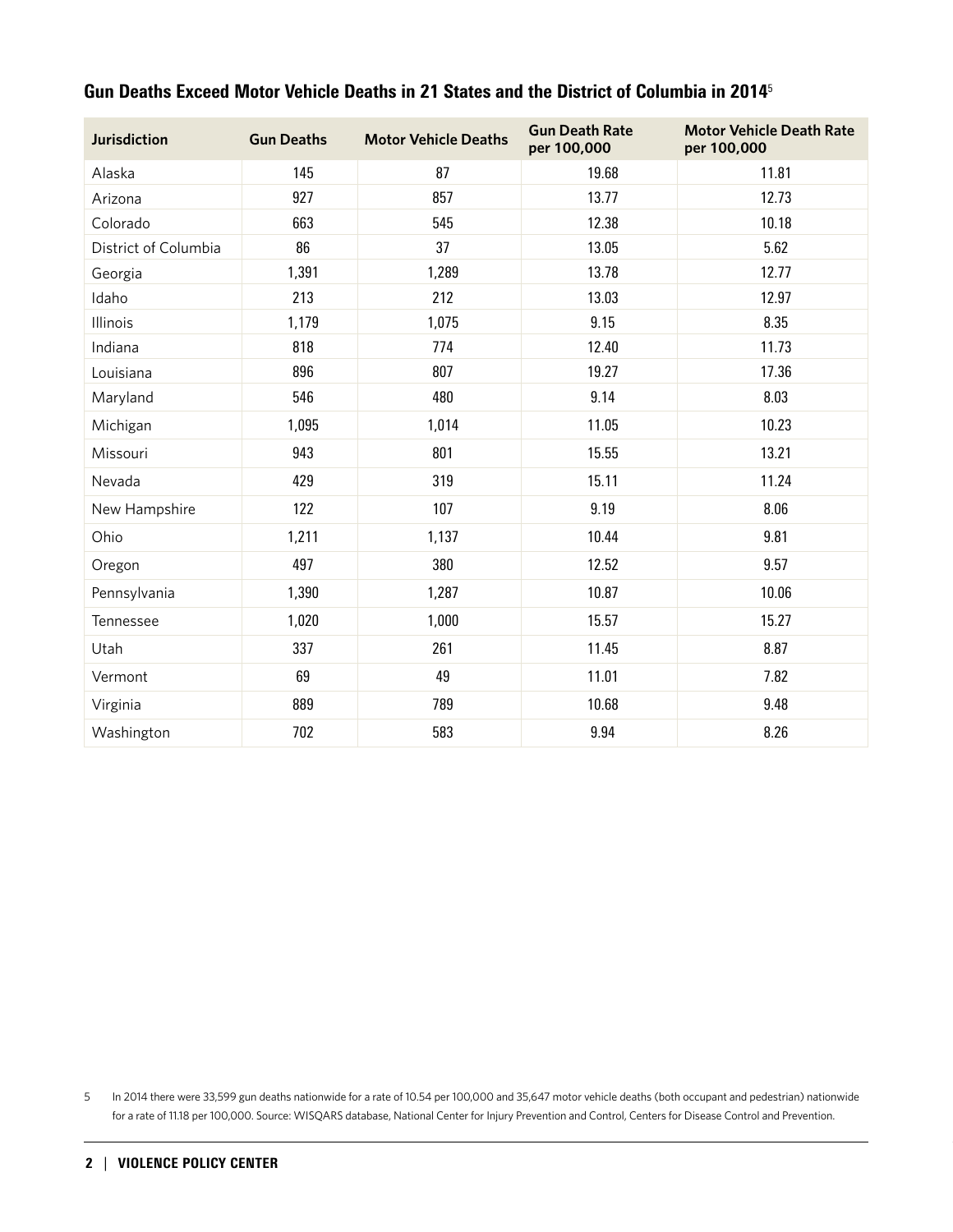## Gun Deaths Exceed Motor Vehicle Deaths in 21 States and the District of Columbia in 2014[5]

| Jurisdiction | Gun Deaths | Motor Vehicle Deaths | Gun Death Rate per 100,000 | Motor Vehicle Death Rate per 100,000 |
|---|---|---|---|---|
| Alaska | 145 | 87 | 19.68 | 11.81 |
| Arizona | 927 | 857 | 13.77 | 12.73 |
| Colorado | 663 | 545 | 12.38 | 10.18 |
| District of Columbia | 86 | 37 | 13.05 | 5.62 |
| Georgia | 1,391 | 1,289 | 13.78 | 12.77 |
| Idaho | 213 | 212 | 13.03 | 12.97 |
| Illinois | 1,179 | 1,075 | 9.15 | 8.35 |
| Indiana | 818 | 774 | 12.40 | 11.73 |
| Louisiana | 896 | 807 | 19.27 | 17.36 |
| Maryland | 546 | 480 | 9.14 | 8.03 |
| Michigan | 1,095 | 1,014 | 11.05 | 10.23 |
| Missouri | 943 | 801 | 15.55 | 13.21 |
| Nevada | 429 | 319 | 15.11 | 11.24 |
| New Hampshire | 122 | 107 | 9.19 | 8.06 |
| Ohio | 1,211 | 1,137 | 10.44 | 9.81 |
| Oregon | 497 | 380 | 12.52 | 9.57 |
| Pennsylvania | 1,390 | 1,287 | 10.87 | 10.06 |
| Tennessee | 1,020 | 1,000 | 15.57 | 15.27 |
| Utah | 337 | 261 | 11.45 | 8.87 |
| Vermont | 69 | 49 | 11.01 | 7.82 |
| Virginia | 889 | 789 | 10.68 | 9.48 |
| Washington | 702 | 583 | 9.94 | 8.26 |

5 In 2014 there were 33,599 gun deaths nationwide for a rate of 10.54 per 100,000 and 35,647 motor vehicle deaths (both occupant and pedestrian) nationwide for a rate of 11.18 per 100,000. Source: WISQARS database, National Center for Injury Prevention and Control, Centers for Disease Control and Prevention.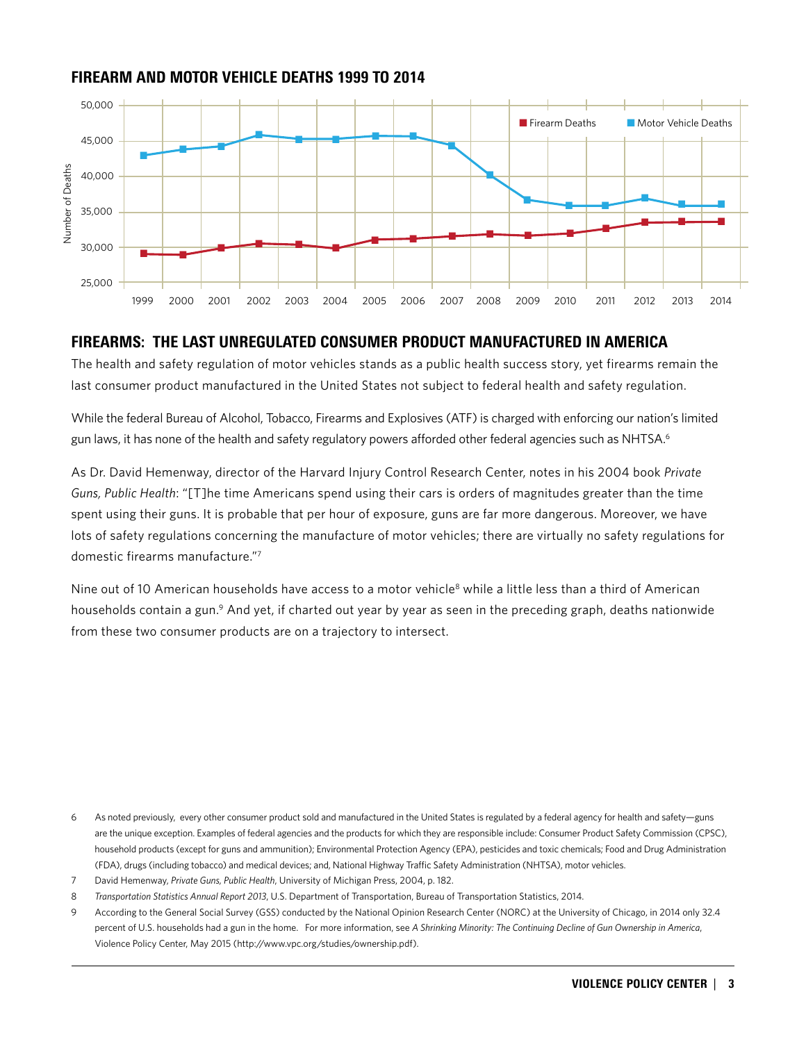## FIREARM AND MOTOR VEHICLE DEATHS 1999 TO 2014

## FIREARMS: THE LAST UNREGULATED CONSUMER PRODUCT MANUFACTURED IN AMERICA

The health and safety regulation of motor vehicles stands as a public health success story, yet firearms remain the last consumer product manufactured in the United States not subject to federal health and safety regulation.

While the federal Bureau of Alcohol, Tobacco, Firearms and Explosives (ATF) is charged with enforcing our nation's limited gun laws, it has none of the health and safety regulatory powers afforded other federal agencies such as NHTSA.[6]

As Dr. David Hemenway, director of the Harvard Injury Control Research Center, notes in his 2004 book *Private Guns, Public Health*: "[T]he time Americans spend using their cars is orders of magnitudes greater than the time spent using their guns. It is probable that per hour of exposure, guns are far more dangerous. Moreover, we have lots of safety regulations concerning the manufacture of motor vehicles; there are virtually no safety regulations for domestic firearms manufacture."[7]

Nine out of 10 American households have access to a motor vehicle[8] while a little less than a third of American households contain a gun.[9] And yet, if charted out year by year as seen in the preceding graph, deaths nationwide from these two consumer products are on a trajectory to intersect.

---

6 As noted previously, every other consumer product sold and manufactured in the United States is regulated by a federal agency for health and safety—guns are the unique exception. Examples of federal agencies and the products for which they are responsible include: Consumer Product Safety Commission (CPSC), household products (except for guns and ammunition); Environmental Protection Agency (EPA), pesticides and toxic chemicals; Food and Drug Administration (FDA), drugs (including tobacco) and medical devices; and, National Highway Traffic Safety Administration (NHTSA), motor vehicles.

7 David Hemenway, *Private Guns, Public Health*, University of Michigan Press, 2004, p. 182.

8 *Transportation Statistics Annual Report 2013*, U.S. Department of Transportation, Bureau of Transportation Statistics, 2014.

9 According to the General Social Survey (GSS) conducted by the National Opinion Research Center (NORC) at the University of Chicago, in 2014 only 32.4 percent of U.S. households had a gun in the home. For more information, see *A Shrinking Minority: The Continuing Decline of Gun Ownership in America*, Violence Policy Center, May 2015 (http://www.vpc.org/studies/ownership.pdf).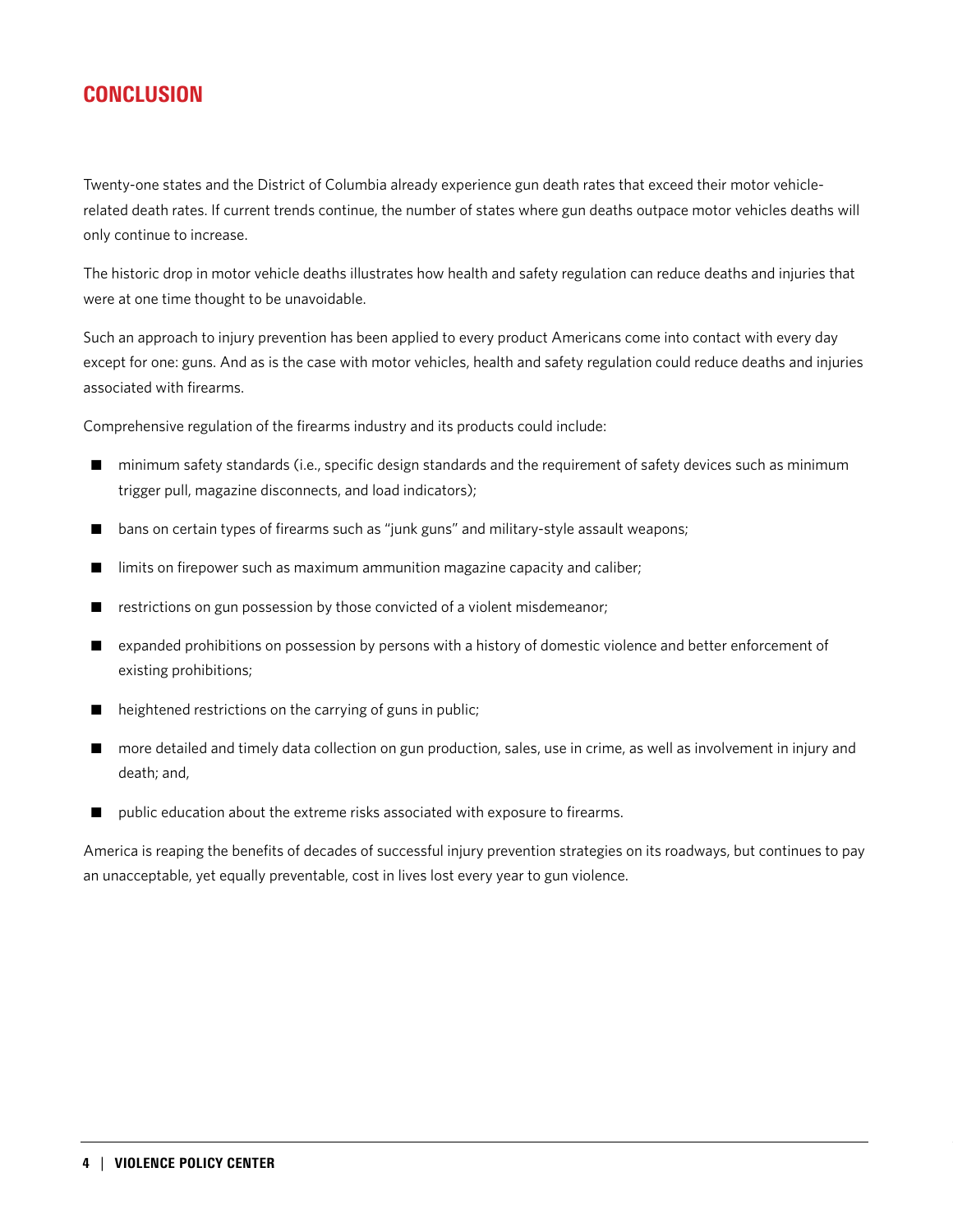## CONCLUSION

Twenty-one states and the District of Columbia already experience gun death rates that exceed their motor vehicle-related death rates. If current trends continue, the number of states where gun deaths outpace motor vehicles deaths will only continue to increase.

The historic drop in motor vehicle deaths illustrates how health and safety regulation can reduce deaths and injuries that were at one time thought to be unavoidable.

Such an approach to injury prevention has been applied to every product Americans come into contact with every day except for one: guns. And as is the case with motor vehicles, health and safety regulation could reduce deaths and injuries associated with firearms.

Comprehensive regulation of the firearms industry and its products could include:

- minimum safety standards (i.e., specific design standards and the requirement of safety devices such as minimum trigger pull, magazine disconnects, and load indicators);
- bans on certain types of firearms such as "junk guns" and military-style assault weapons;
- limits on firepower such as maximum ammunition magazine capacity and caliber;
- restrictions on gun possession by those convicted of a violent misdemeanor;
- expanded prohibitions on possession by persons with a history of domestic violence and better enforcement of existing prohibitions;
- heightened restrictions on the carrying of guns in public;
- more detailed and timely data collection on gun production, sales, use in crime, as well as involvement in injury and death; and,
- public education about the extreme risks associated with exposure to firearms.

America is reaping the benefits of decades of successful injury prevention strategies on its roadways, but continues to pay an unacceptable, yet equally preventable, cost in lives lost every year to gun violence.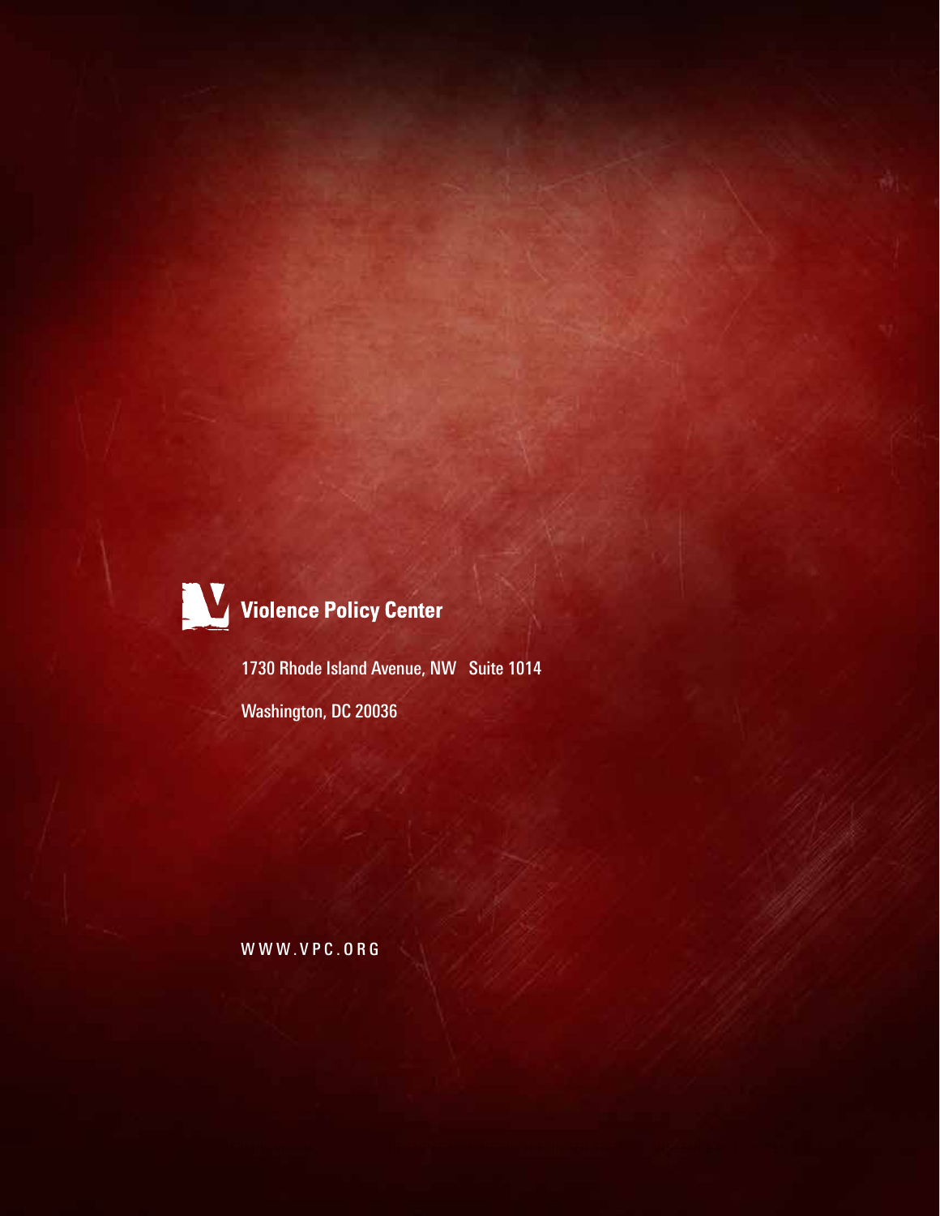**Violence Policy Center**

1730 Rhode Island Avenue, NW Suite 1014

Washington, DC 20036

WWW.VPC.ORG